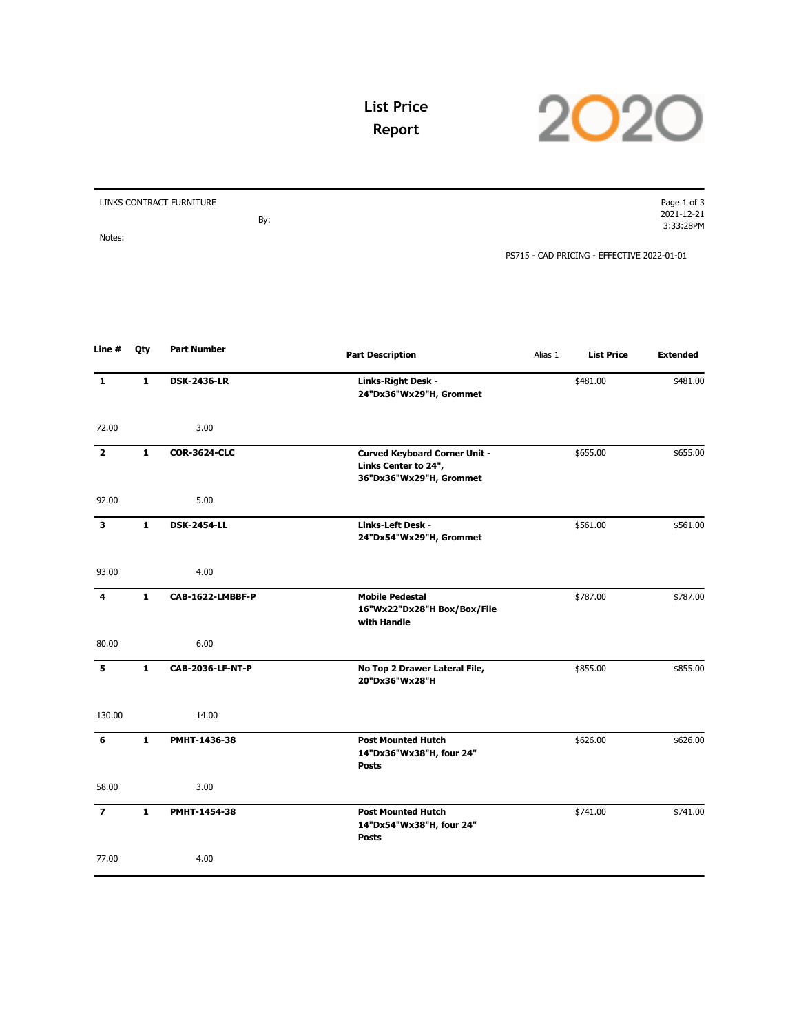# List Price Report

2020

LINKS CONTRACT FURNITURE

By:

Notes:

2021-12-21
3:33:28PM

PS715 - CAD PRICING - EFFECTIVE 2022-01-01

| Line # | Qty | Part Number | Part Description | Alias 1 | List Price | Extended |
|---|---|---|---|---|---|---|
| **1** | **1** | **DSK-2436-LR** | **Links-Right Desk - 24"Dx36"Wx29"H, Grommet** | | $481.00 | $481.00 |
| 72.00 | | 3.00 | | | | |
| **2** | **1** | **COR-3624-CLC** | **Curved Keyboard Corner Unit - Links Center to 24", 36"Dx36"Wx29"H, Grommet** | | $655.00 | $655.00 |
| 92.00 | | 5.00 | | | | |
| **3** | **1** | **DSK-2454-LL** | **Links-Left Desk - 24"Dx54"Wx29"H, Grommet** | | $561.00 | $561.00 |
| 93.00 | | 4.00 | | | | |
| **4** | **1** | **CAB-1622-LMBBF-P** | **Mobile Pedestal 16"Wx22"Dx28"H Box/Box/File with Handle** | | $787.00 | $787.00 |
| 80.00 | | 6.00 | | | | |
| **5** | **1** | **CAB-2036-LF-NT-P** | **No Top 2 Drawer Lateral File, 20"Dx36"Wx28"H** | | $855.00 | $855.00 |
| 130.00 | | 14.00 | | | | |
| **6** | **1** | **PMHT-1436-38** | **Post Mounted Hutch 14"Dx36"Wx38"H, four 24" Posts** | | $626.00 | $626.00 |
| 58.00 | | 3.00 | | | | |
| **7** | **1** | **PMHT-1454-38** | **Post Mounted Hutch 14"Dx54"Wx38"H, four 24" Posts** | | $741.00 | $741.00 |
| 77.00 | | 4.00 | | | | |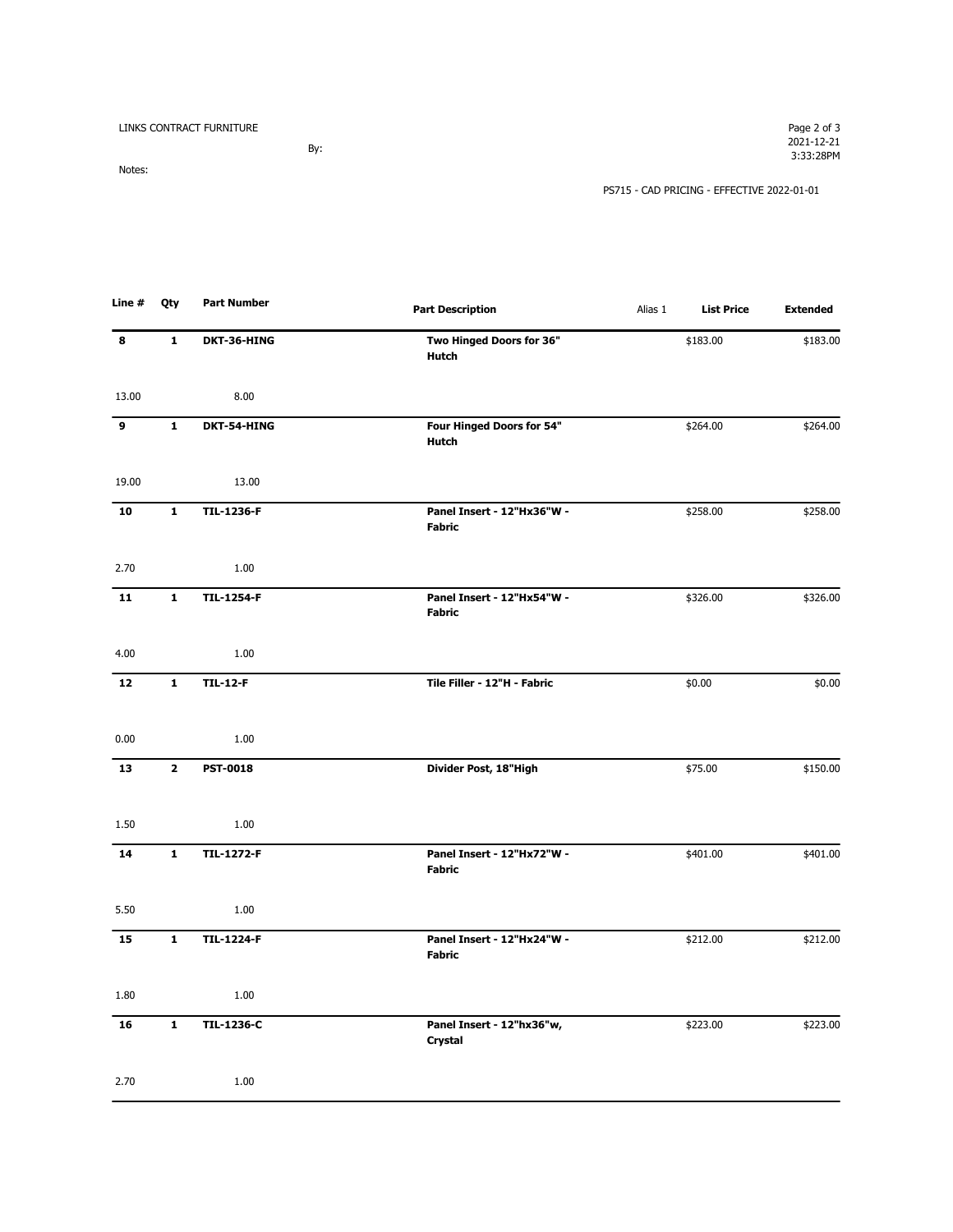LINKS CONTRACT FURNITURE

By:

Notes:

PS715 - CAD PRICING - EFFECTIVE 2022-01-01

| Line # | Qty | Part Number | Part Description | Alias 1 | List Price | Extended |
|---|---|---|---|---|---|---|
| **8** | **1** | **DKT-36-HING** | **Two Hinged Doors for 36" Hutch** | | $183.00 | $183.00 |
| 13.00 | | 8.00 | | | | |
| **9** | **1** | **DKT-54-HING** | **Four Hinged Doors for 54" Hutch** | | $264.00 | $264.00 |
| 19.00 | | 13.00 | | | | |
| **10** | **1** | **TIL-1236-F** | **Panel Insert - 12"Hx36"W - Fabric** | | $258.00 | $258.00 |
| 2.70 | | 1.00 | | | | |
| **11** | **1** | **TIL-1254-F** | **Panel Insert - 12"Hx54"W - Fabric** | | $326.00 | $326.00 |
| 4.00 | | 1.00 | | | | |
| **12** | **1** | **TIL-12-F** | **Tile Filler - 12"H - Fabric** | | $0.00 | $0.00 |
| 0.00 | | 1.00 | | | | |
| **13** | **2** | **PST-0018** | **Divider Post, 18"High** | | $75.00 | $150.00 |
| 1.50 | | 1.00 | | | | |
| **14** | **1** | **TIL-1272-F** | **Panel Insert - 12"Hx72"W - Fabric** | | $401.00 | $401.00 |
| 5.50 | | 1.00 | | | | |
| **15** | **1** | **TIL-1224-F** | **Panel Insert - 12"Hx24"W - Fabric** | | $212.00 | $212.00 |
| 1.80 | | 1.00 | | | | |
| **16** | **1** | **TIL-1236-C** | **Panel Insert - 12"hx36"w, Crystal** | | $223.00 | $223.00 |
| 2.70 | | 1.00 | | | | |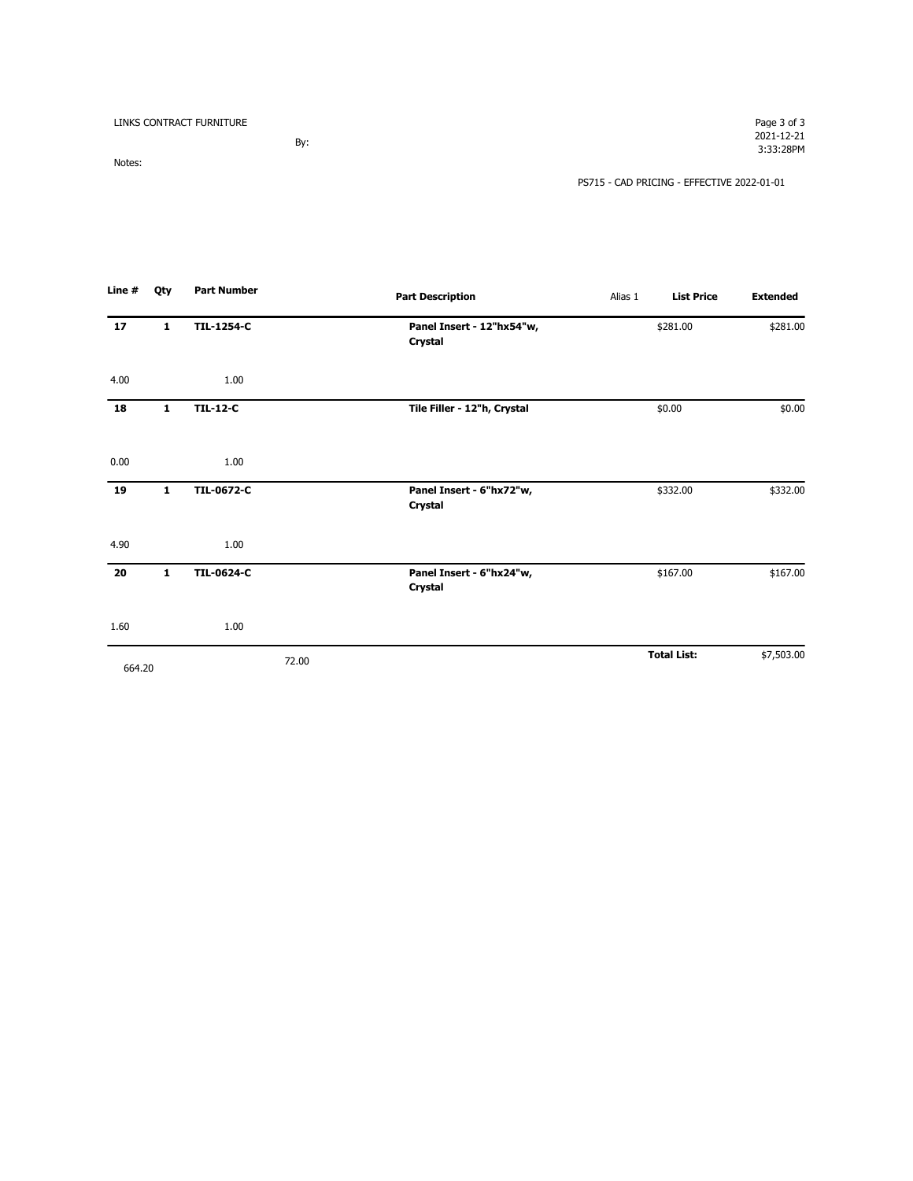LINKS CONTRACT FURNITURE

By:

Notes:

PS715 - CAD PRICING - EFFECTIVE 2022-01-01

| Line # | Qty | Part Number | Part Description | Alias 1 | List Price | Extended |
|---|---|---|---|---|---|---|
| **17** | **1** | **TIL-1254-C** | **Panel Insert - 12"hx54"w, Crystal** | | $281.00 | $281.00 |
| 4.00 | | 1.00 | | | | |
| **18** | **1** | **TIL-12-C** | **Tile Filler - 12"h, Crystal** | | $0.00 | $0.00 |
| 0.00 | | 1.00 | | | | |
| **19** | **1** | **TIL-0672-C** | **Panel Insert - 6"hx72"w, Crystal** | | $332.00 | $332.00 |
| 4.90 | | 1.00 | | | | |
| **20** | **1** | **TIL-0624-C** | **Panel Insert - 6"hx24"w, Crystal** | | $167.00 | $167.00 |
| 1.60 | | 1.00 | | | | |
| 664.20 | | 72.00 | | | **Total List:** | $7,503.00 |